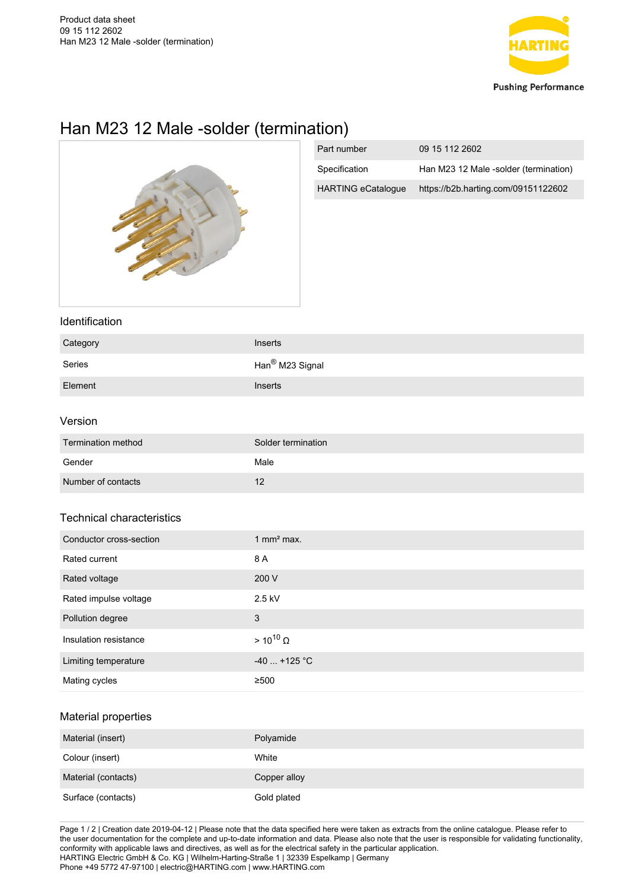Product data sheet
09 15 112 2602
Han M23 12 Male -solder (termination)

# Han M23 12 Male -solder (termination)

| Part number | 09 15 112 2602 |
|---|---|
| Specification | Han M23 12 Male -solder (termination) |
| HARTING eCatalogue | https://b2b.harting.com/09151122602 |

## Identification

| Category | Inserts |
|---|---|
| Series | Han® M23 Signal |
| Element | Inserts |

## Version

| Termination method | Solder termination |
|---|---|
| Gender | Male |
| Number of contacts | 12 |

## Technical characteristics

| Conductor cross-section | 1 mm² max. |
|---|---|
| Rated current | 8 A |
| Rated voltage | 200 V |
| Rated impulse voltage | 2.5 kV |
| Pollution degree | 3 |
| Insulation resistance | > $10^{10}$ Ω |
| Limiting temperature | -40 ... +125 °C |
| Mating cycles | ≥500 |

## Material properties

| Material (insert) | Polyamide |
|---|---|
| Colour (insert) | White |
| Material (contacts) | Copper alloy |
| Surface (contacts) | Gold plated |

Creation date 2019-04-12 | Please note that the data specified here were taken as extracts from the online catalogue. Please refer to the user documentation for the complete and up-to-date information and data. Please also note that the user is responsible for validating functionality, conformity with applicable laws and directives, as well as for the electrical safety in the particular application.
HARTING Electric GmbH & Co. KG | Wilhelm-Harting-Straße 1 | 32339 Espelkamp | Germany
Phone +49 5772 47-97100 | electric@HARTING.com | www.HARTING.com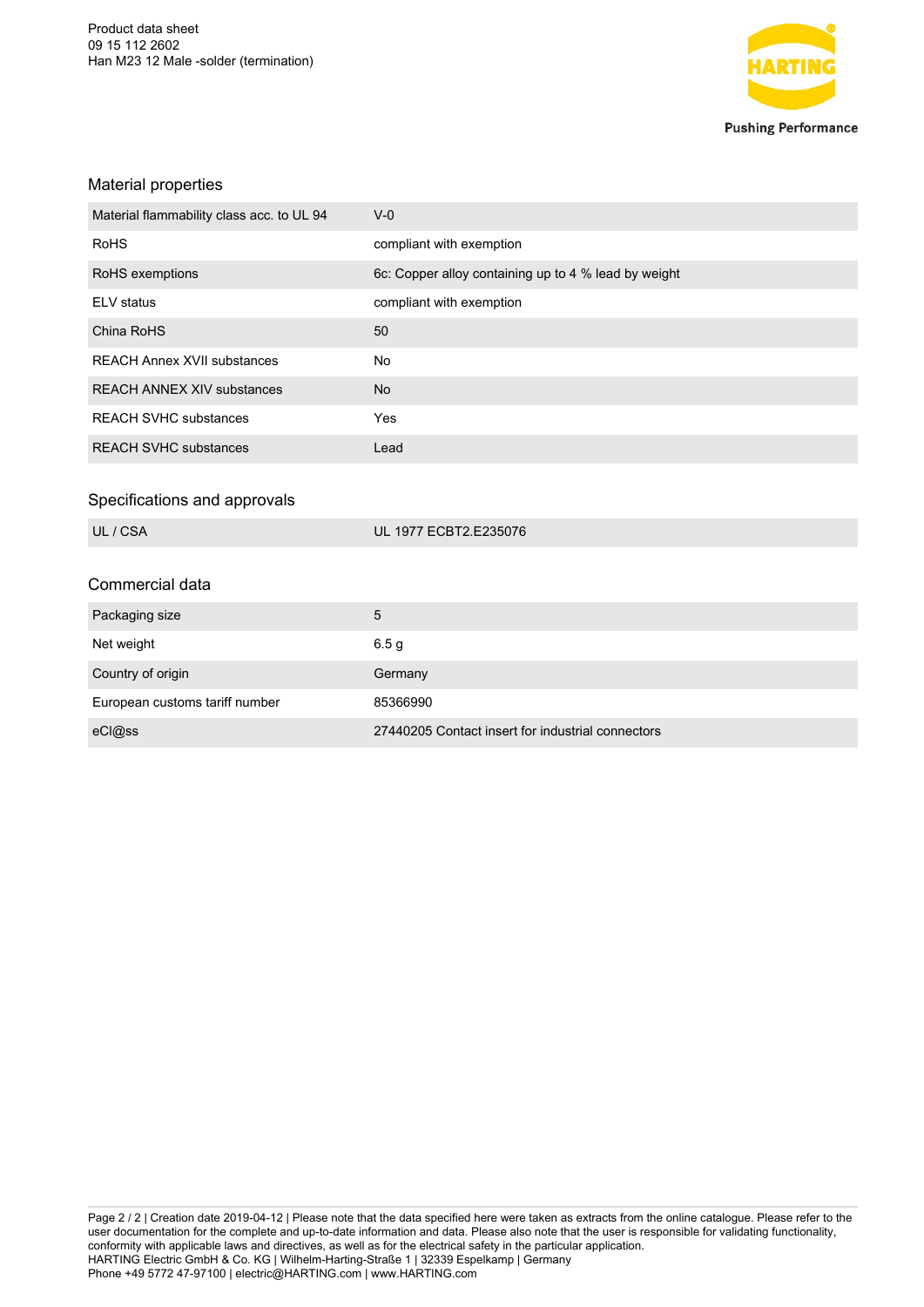## Material properties

| | |
|---|---|
| Material flammability class acc. to UL 94 | V-0 |
| RoHS | compliant with exemption |
| RoHS exemptions | 6c: Copper alloy containing up to 4 % lead by weight |
| ELV status | compliant with exemption |
| China RoHS | 50 |
| REACH Annex XVII substances | No |
| REACH ANNEX XIV substances | No |
| REACH SVHC substances | Yes |
| REACH SVHC substances | Lead |

## Specifications and approvals

| | |
|---|---|
| UL / CSA | UL 1977 ECBT2.E235076 |

## Commercial data

| | |
|---|---|
| Packaging size | 5 |
| Net weight | 6.5 g |
| Country of origin | Germany |
| European customs tariff number | 85366990 |
| eCl@ss | 27440205 Contact insert for industrial connectors |